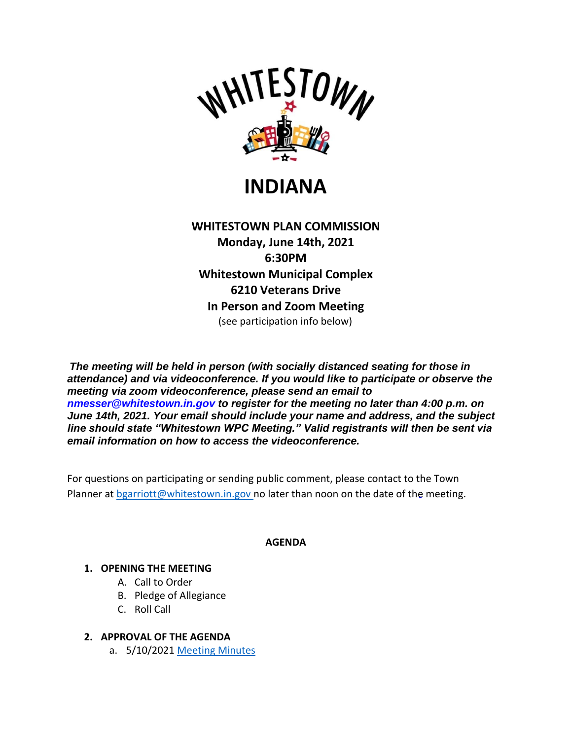# INDIANA

**WHITESTOWN PLAN COMMISSION**
**Monday, June 14th, 2021**
**6:30PM**
**Whitestown Municipal Complex**
**6210 Veterans Drive**
**In Person and Zoom Meeting**
(see participation info below)

***The meeting will be held in person (with socially distanced seating for those in attendance) and via videoconference. If you would like to participate or observe the meeting via zoom videoconference, please send an email to nmesser@whitestown.in.gov to register for the meeting no later than 4:00 p.m. on June 14th, 2021. Your email should include your name and address, and the subject line should state "Whitestown WPC Meeting." Valid registrants will then be sent via email information on how to access the videoconference.***

For questions on participating or sending public comment, please contact to the Town Planner at bgarriott@whitestown.in.gov no later than noon on the date of the meeting.

**AGENDA**

1. **OPENING THE MEETING**
   - A. Call to Order
   - B. Pledge of Allegiance
   - C. Roll Call

2. **APPROVAL OF THE AGENDA**
   - a. 5/10/2021 Meeting Minutes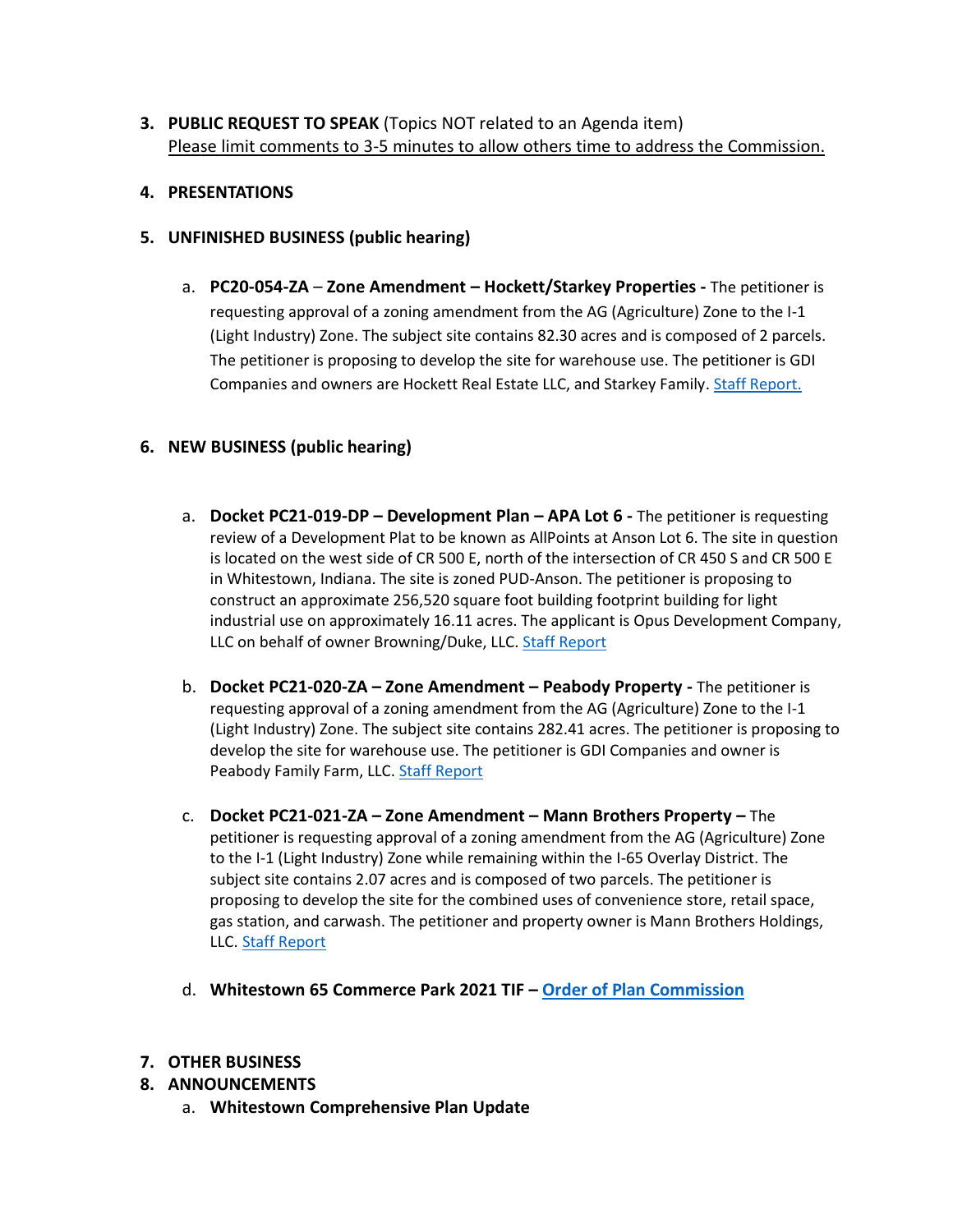3. **PUBLIC REQUEST TO SPEAK** (Topics NOT related to an Agenda item)
   Please limit comments to 3-5 minutes to allow others time to address the Commission.

4. **PRESENTATIONS**

5. **UNFINISHED BUSINESS (public hearing)**

   a. **PC20-054-ZA** – **Zone Amendment – Hockett/Starkey Properties -** The petitioner is requesting approval of a zoning amendment from the AG (Agriculture) Zone to the I-1 (Light Industry) Zone. The subject site contains 82.30 acres and is composed of 2 parcels. The petitioner is proposing to develop the site for warehouse use. The petitioner is GDI Companies and owners are Hockett Real Estate LLC, and Starkey Family. Staff Report.

6. **NEW BUSINESS (public hearing)**

   a. **Docket PC21-019-DP – Development Plan – APA Lot 6 -** The petitioner is requesting review of a Development Plat to be known as AllPoints at Anson Lot 6. The site in question is located on the west side of CR 500 E, north of the intersection of CR 450 S and CR 500 E in Whitestown, Indiana. The site is zoned PUD-Anson. The petitioner is proposing to construct an approximate 256,520 square foot building footprint building for light industrial use on approximately 16.11 acres. The applicant is Opus Development Company, LLC on behalf of owner Browning/Duke, LLC. Staff Report

   b. **Docket PC21-020-ZA – Zone Amendment – Peabody Property -** The petitioner is requesting approval of a zoning amendment from the AG (Agriculture) Zone to the I-1 (Light Industry) Zone. The subject site contains 282.41 acres. The petitioner is proposing to develop the site for warehouse use. The petitioner is GDI Companies and owner is Peabody Family Farm, LLC. Staff Report

   c. **Docket PC21-021-ZA – Zone Amendment – Mann Brothers Property –** The petitioner is requesting approval of a zoning amendment from the AG (Agriculture) Zone to the I-1 (Light Industry) Zone while remaining within the I-65 Overlay District. The subject site contains 2.07 acres and is composed of two parcels. The petitioner is proposing to develop the site for the combined uses of convenience store, retail space, gas station, and carwash. The petitioner and property owner is Mann Brothers Holdings, LLC. Staff Report

   d. **Whitestown 65 Commerce Park 2021 TIF – Order of Plan Commission**

7. **OTHER BUSINESS**
8. **ANNOUNCEMENTS**
   a. **Whitestown Comprehensive Plan Update**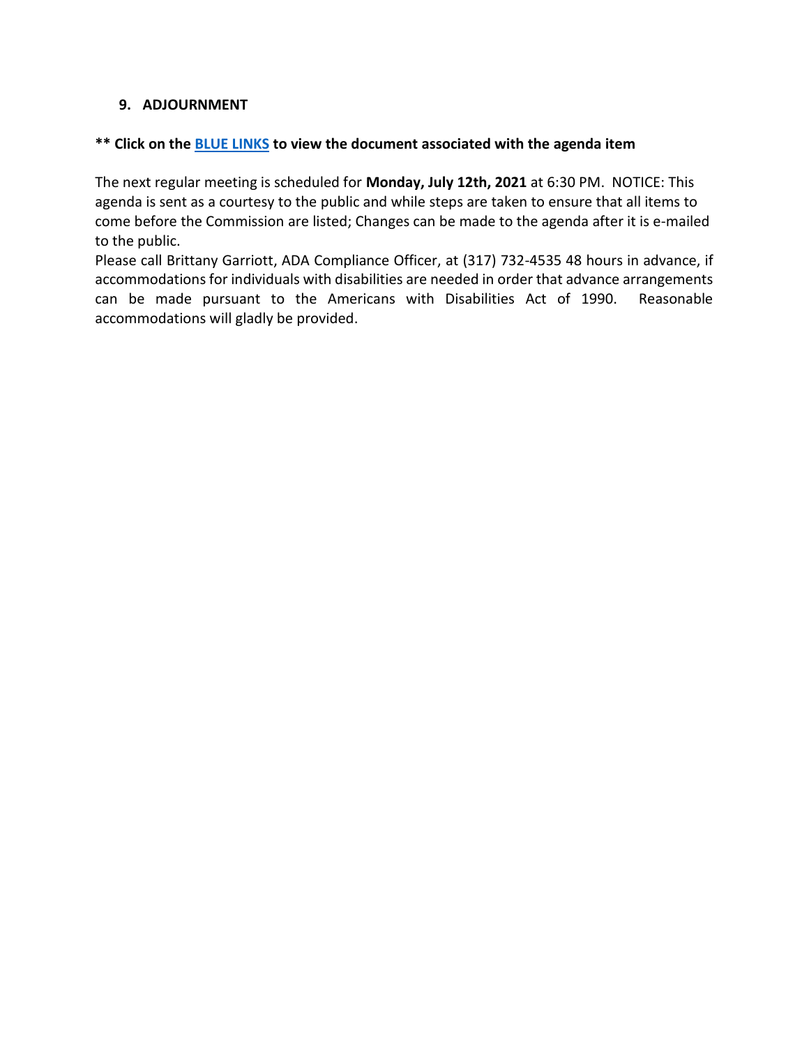9. **ADJOURNMENT**

**** Click on the BLUE LINKS to view the document associated with the agenda item**

The next regular meeting is scheduled for **Monday, July 12th, 2021** at 6:30 PM. NOTICE: This agenda is sent as a courtesy to the public and while steps are taken to ensure that all items to come before the Commission are listed; Changes can be made to the agenda after it is e-mailed to the public.

Please call Brittany Garriott, ADA Compliance Officer, at (317) 732-4535 48 hours in advance, if accommodations for individuals with disabilities are needed in order that advance arrangements can be made pursuant to the Americans with Disabilities Act of 1990. Reasonable accommodations will gladly be provided.